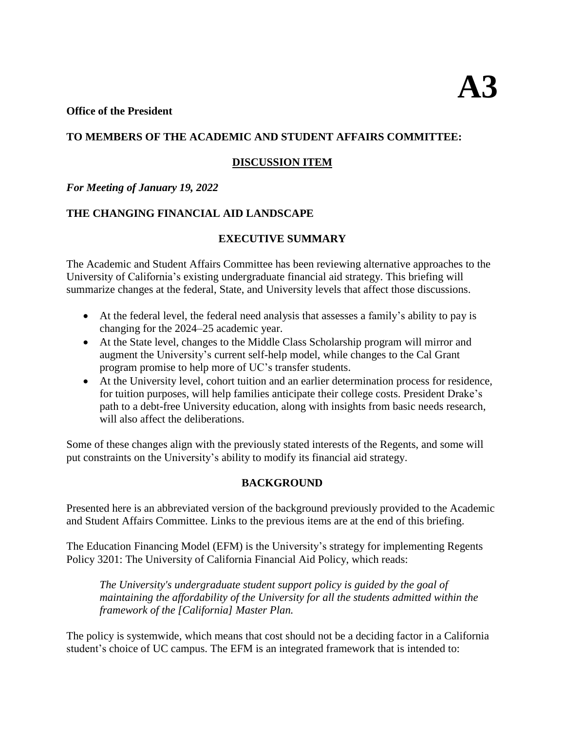# A3

**Office of the President**

**TO MEMBERS OF THE ACADEMIC AND STUDENT AFFAIRS COMMITTEE:**

**DISCUSSION ITEM**

***For Meeting of January 19, 2022***

## THE CHANGING FINANCIAL AID LANDSCAPE

### EXECUTIVE SUMMARY

The Academic and Student Affairs Committee has been reviewing alternative approaches to the University of California's existing undergraduate financial aid strategy. This briefing will summarize changes at the federal, State, and University levels that affect those discussions.

- At the federal level, the federal need analysis that assesses a family's ability to pay is changing for the 2024–25 academic year.
- At the State level, changes to the Middle Class Scholarship program will mirror and augment the University's current self-help model, while changes to the Cal Grant program promise to help more of UC's transfer students.
- At the University level, cohort tuition and an earlier determination process for residence, for tuition purposes, will help families anticipate their college costs. President Drake's path to a debt-free University education, along with insights from basic needs research, will also affect the deliberations.

Some of these changes align with the previously stated interests of the Regents, and some will put constraints on the University's ability to modify its financial aid strategy.

### BACKGROUND

Presented here is an abbreviated version of the background previously provided to the Academic and Student Affairs Committee. Links to the previous items are at the end of this briefing.

The Education Financing Model (EFM) is the University's strategy for implementing Regents Policy 3201: The University of California Financial Aid Policy, which reads:

> *The University's undergraduate student support policy is guided by the goal of maintaining the affordability of the University for all the students admitted within the framework of the [California] Master Plan.*

The policy is systemwide, which means that cost should not be a deciding factor in a California student's choice of UC campus. The EFM is an integrated framework that is intended to: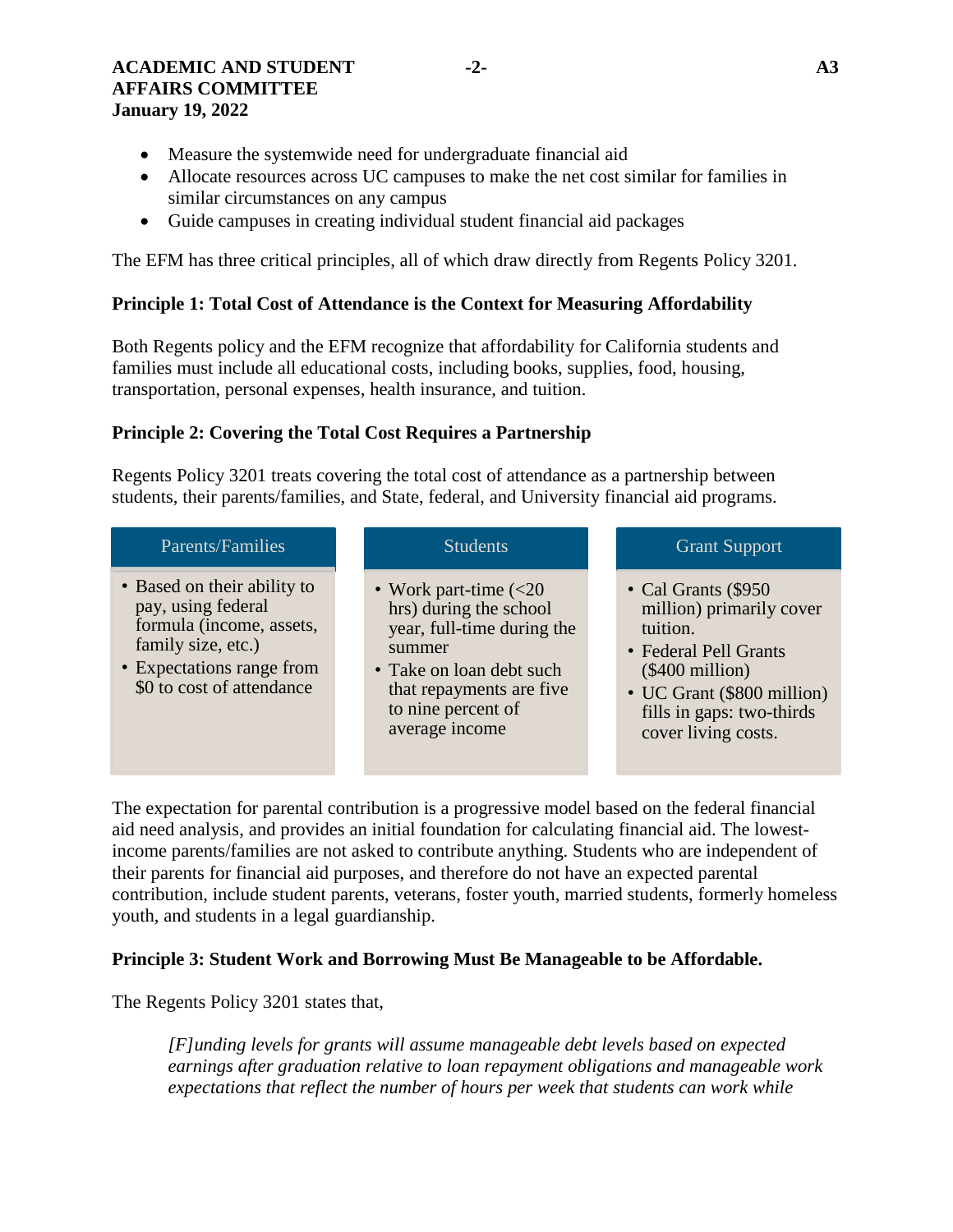- Measure the systemwide need for undergraduate financial aid
- Allocate resources across UC campuses to make the net cost similar for families in similar circumstances on any campus
- Guide campuses in creating individual student financial aid packages

The EFM has three critical principles, all of which draw directly from Regents Policy 3201.

**Principle 1: Total Cost of Attendance is the Context for Measuring Affordability**

Both Regents policy and the EFM recognize that affordability for California students and families must include all educational costs, including books, supplies, food, housing, transportation, personal expenses, health insurance, and tuition.

**Principle 2: Covering the Total Cost Requires a Partnership**

Regents Policy 3201 treats covering the total cost of attendance as a partnership between students, their parents/families, and State, federal, and University financial aid programs.

| Parents/Families | Students | Grant Support |
| --- | --- | --- |
| • Based on their ability to pay, using federal formula (income, assets, family size, etc.)<br>• Expectations range from $0 to cost of attendance | • Work part-time (<20 hrs) during the school year, full-time during the summer<br>• Take on loan debt such that repayments are five to nine percent of average income | • Cal Grants ($950 million) primarily cover tuition.<br>• Federal Pell Grants ($400 million)<br>• UC Grant ($800 million) fills in gaps: two-thirds cover living costs. |

The expectation for parental contribution is a progressive model based on the federal financial aid need analysis, and provides an initial foundation for calculating financial aid. The lowest-income parents/families are not asked to contribute anything. Students who are independent of their parents for financial aid purposes, and therefore do not have an expected parental contribution, include student parents, veterans, foster youth, married students, formerly homeless youth, and students in a legal guardianship.

**Principle 3: Student Work and Borrowing Must Be Manageable to be Affordable.**

The Regents Policy 3201 states that,

> *[F]unding levels for grants will assume manageable debt levels based on expected earnings after graduation relative to loan repayment obligations and manageable work expectations that reflect the number of hours per week that students can work while*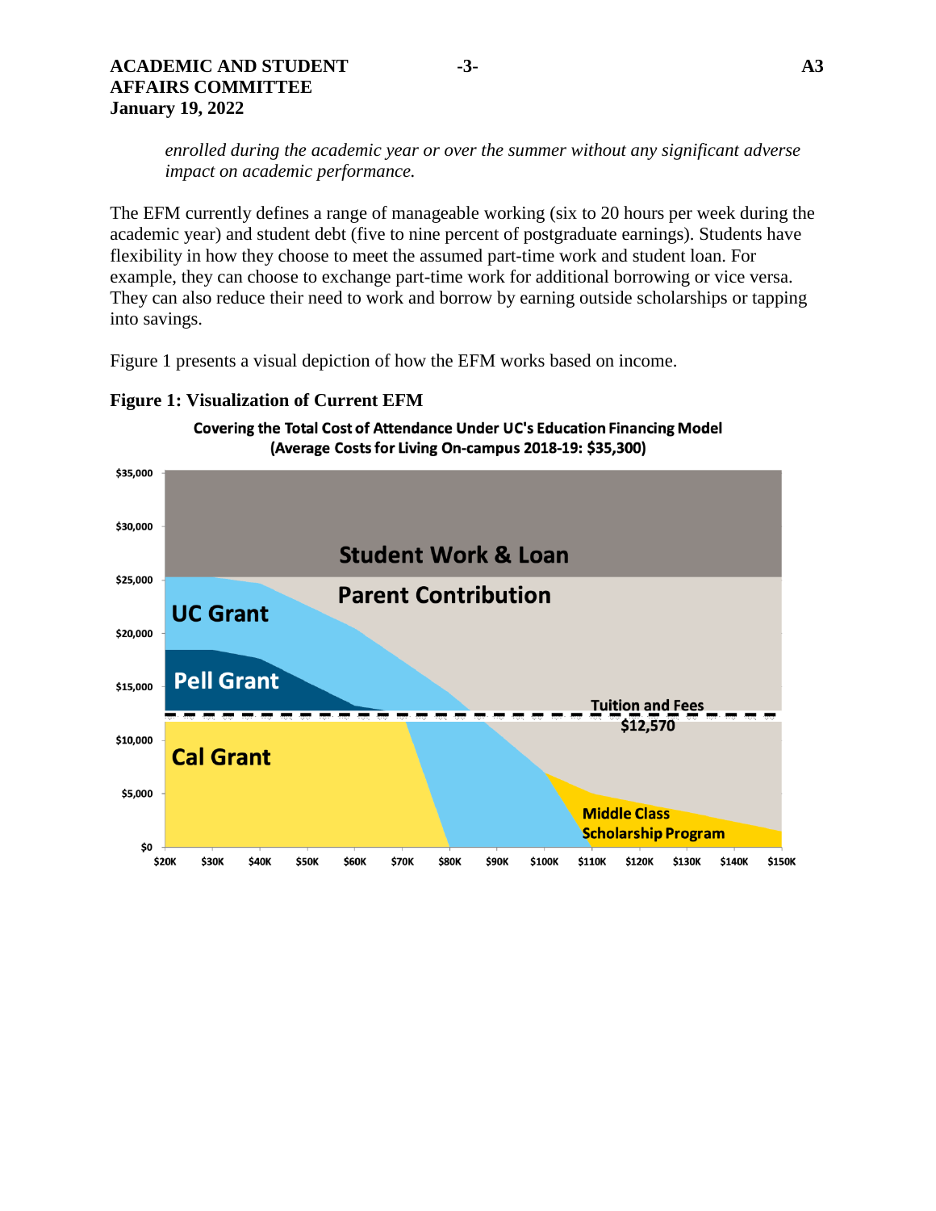*enrolled during the academic year or over the summer without any significant adverse impact on academic performance.*

The EFM currently defines a range of manageable working (six to 20 hours per week during the academic year) and student debt (five to nine percent of postgraduate earnings). Students have flexibility in how they choose to meet the assumed part-time work and student loan. For example, they can choose to exchange part-time work for additional borrowing or vice versa. They can also reduce their need to work and borrow by earning outside scholarships or tapping into savings.

Figure 1 presents a visual depiction of how the EFM works based on income.

**Figure 1: Visualization of Current EFM**

Covering the Total Cost of Attendance Under UC's Education Financing Model (Average Costs for Living On-campus 2018-19: $35,300)

Student Work & Loan

Parent Contribution

UC Grant

Pell Grant

Tuition and Fees $12,570

Cal Grant

Middle Class Scholarship Program

$35,000 $30,000 $25,000 $20,000 $15,000 $10,000 $5,000 $0

$20K $30K $40K $50K $60K $70K $80K $90K $100K $110K $120K $130K $140K $150K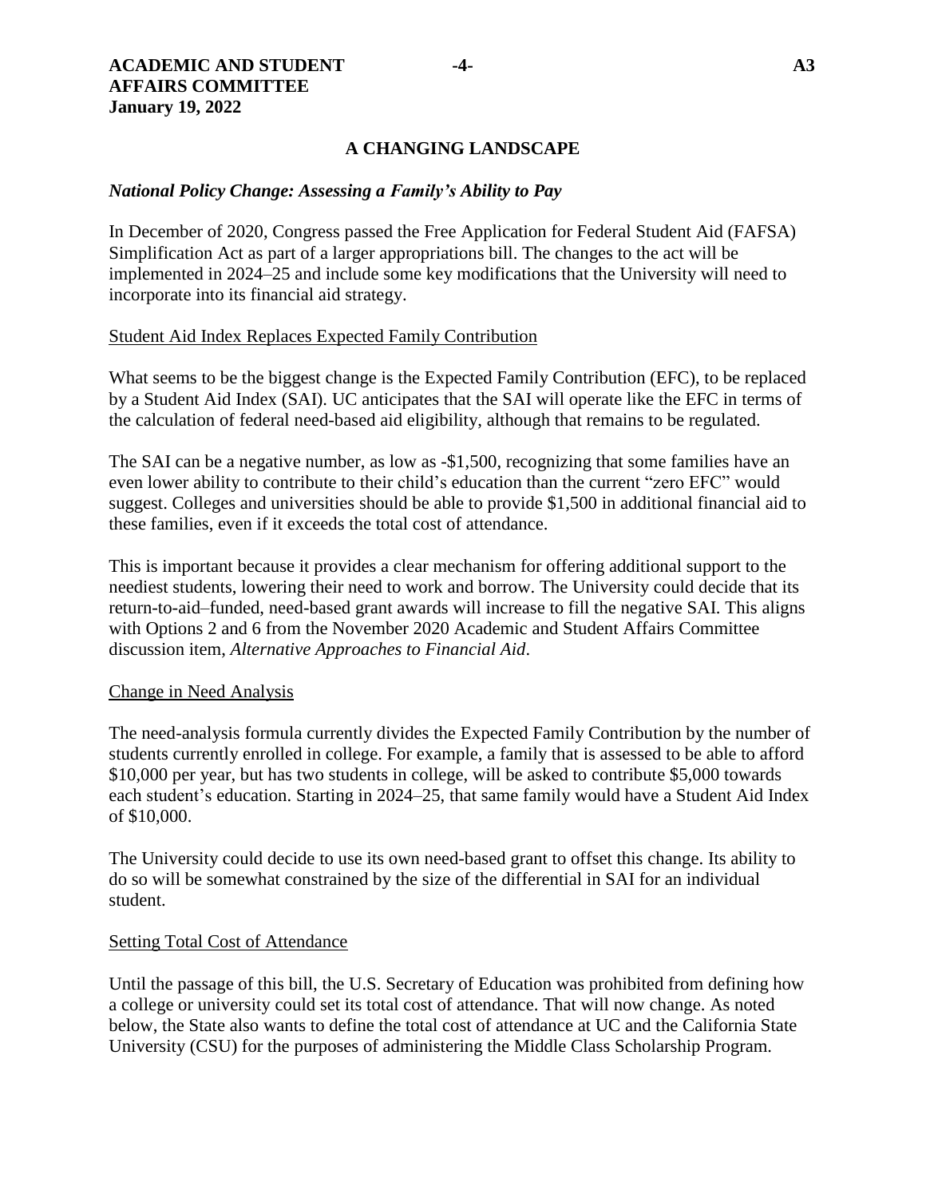## A CHANGING LANDSCAPE

### *National Policy Change: Assessing a Family's Ability to Pay*

In December of 2020, Congress passed the Free Application for Federal Student Aid (FAFSA) Simplification Act as part of a larger appropriations bill. The changes to the act will be implemented in 2024–25 and include some key modifications that the University will need to incorporate into its financial aid strategy.

#### Student Aid Index Replaces Expected Family Contribution

What seems to be the biggest change is the Expected Family Contribution (EFC), to be replaced by a Student Aid Index (SAI). UC anticipates that the SAI will operate like the EFC in terms of the calculation of federal need-based aid eligibility, although that remains to be regulated.

The SAI can be a negative number, as low as -$1,500, recognizing that some families have an even lower ability to contribute to their child's education than the current "zero EFC" would suggest. Colleges and universities should be able to provide $1,500 in additional financial aid to these families, even if it exceeds the total cost of attendance.

This is important because it provides a clear mechanism for offering additional support to the neediest students, lowering their need to work and borrow. The University could decide that its return-to-aid–funded, need-based grant awards will increase to fill the negative SAI. This aligns with Options 2 and 6 from the November 2020 Academic and Student Affairs Committee discussion item, *Alternative Approaches to Financial Aid*.

#### Change in Need Analysis

The need-analysis formula currently divides the Expected Family Contribution by the number of students currently enrolled in college. For example, a family that is assessed to be able to afford $10,000 per year, but has two students in college, will be asked to contribute $5,000 towards each student's education. Starting in 2024–25, that same family would have a Student Aid Index of $10,000.

The University could decide to use its own need-based grant to offset this change. Its ability to do so will be somewhat constrained by the size of the differential in SAI for an individual student.

#### Setting Total Cost of Attendance

Until the passage of this bill, the U.S. Secretary of Education was prohibited from defining how a college or university could set its total cost of attendance. That will now change. As noted below, the State also wants to define the total cost of attendance at UC and the California State University (CSU) for the purposes of administering the Middle Class Scholarship Program.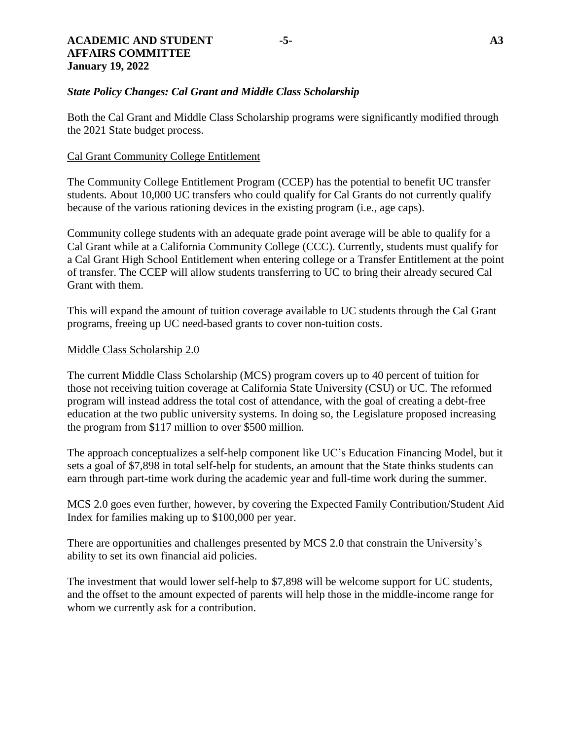### *State Policy Changes: Cal Grant and Middle Class Scholarship*

Both the Cal Grant and Middle Class Scholarship programs were significantly modified through the 2021 State budget process.

#### Cal Grant Community College Entitlement

The Community College Entitlement Program (CCEP) has the potential to benefit UC transfer students. About 10,000 UC transfers who could qualify for Cal Grants do not currently qualify because of the various rationing devices in the existing program (i.e., age caps).

Community college students with an adequate grade point average will be able to qualify for a Cal Grant while at a California Community College (CCC). Currently, students must qualify for a Cal Grant High School Entitlement when entering college or a Transfer Entitlement at the point of transfer. The CCEP will allow students transferring to UC to bring their already secured Cal Grant with them.

This will expand the amount of tuition coverage available to UC students through the Cal Grant programs, freeing up UC need-based grants to cover non-tuition costs.

#### Middle Class Scholarship 2.0

The current Middle Class Scholarship (MCS) program covers up to 40 percent of tuition for those not receiving tuition coverage at California State University (CSU) or UC. The reformed program will instead address the total cost of attendance, with the goal of creating a debt-free education at the two public university systems. In doing so, the Legislature proposed increasing the program from $117 million to over $500 million.

The approach conceptualizes a self-help component like UC's Education Financing Model, but it sets a goal of $7,898 in total self-help for students, an amount that the State thinks students can earn through part-time work during the academic year and full-time work during the summer.

MCS 2.0 goes even further, however, by covering the Expected Family Contribution/Student Aid Index for families making up to $100,000 per year.

There are opportunities and challenges presented by MCS 2.0 that constrain the University's ability to set its own financial aid policies.

The investment that would lower self-help to $7,898 will be welcome support for UC students, and the offset to the amount expected of parents will help those in the middle-income range for whom we currently ask for a contribution.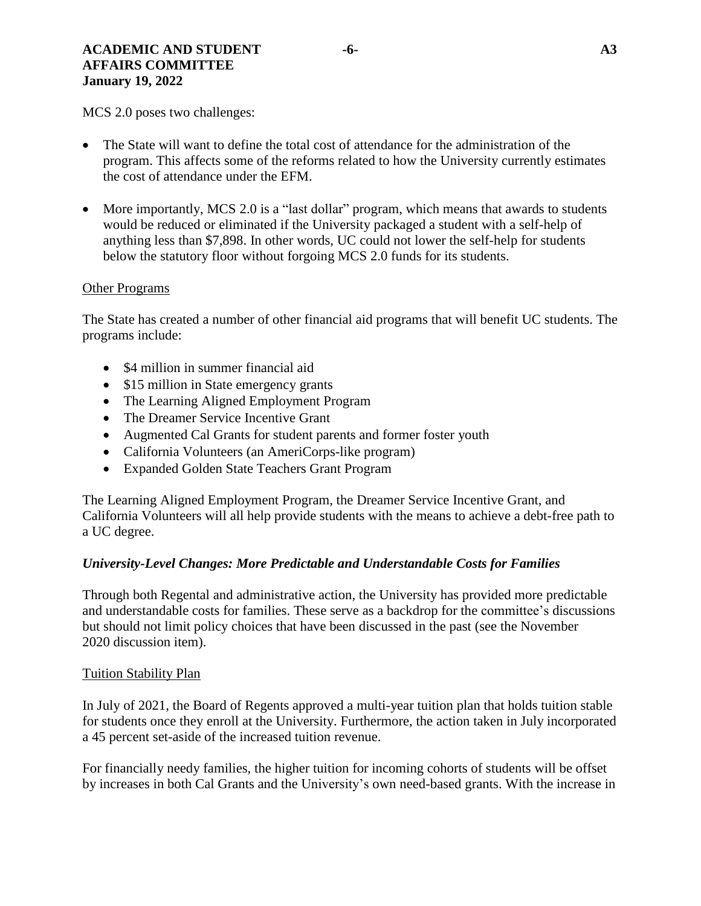MCS 2.0 poses two challenges:

- The State will want to define the total cost of attendance for the administration of the program. This affects some of the reforms related to how the University currently estimates the cost of attendance under the EFM.
- More importantly, MCS 2.0 is a "last dollar" program, which means that awards to students would be reduced or eliminated if the University packaged a student with a self-help of anything less than $7,898. In other words, UC could not lower the self-help for students below the statutory floor without forgoing MCS 2.0 funds for its students.

Other Programs

The State has created a number of other financial aid programs that will benefit UC students. The programs include:

- $4 million in summer financial aid
- $15 million in State emergency grants
- The Learning Aligned Employment Program
- The Dreamer Service Incentive Grant
- Augmented Cal Grants for student parents and former foster youth
- California Volunteers (an AmeriCorps-like program)
- Expanded Golden State Teachers Grant Program

The Learning Aligned Employment Program, the Dreamer Service Incentive Grant, and California Volunteers will all help provide students with the means to achieve a debt-free path to a UC degree.

***University-Level Changes: More Predictable and Understandable Costs for Families***

Through both Regental and administrative action, the University has provided more predictable and understandable costs for families. These serve as a backdrop for the committee's discussions but should not limit policy choices that have been discussed in the past (see the November 2020 discussion item).

Tuition Stability Plan

In July of 2021, the Board of Regents approved a multi-year tuition plan that holds tuition stable for students once they enroll at the University. Furthermore, the action taken in July incorporated a 45 percent set-aside of the increased tuition revenue.

For financially needy families, the higher tuition for incoming cohorts of students will be offset by increases in both Cal Grants and the University's own need-based grants. With the increase in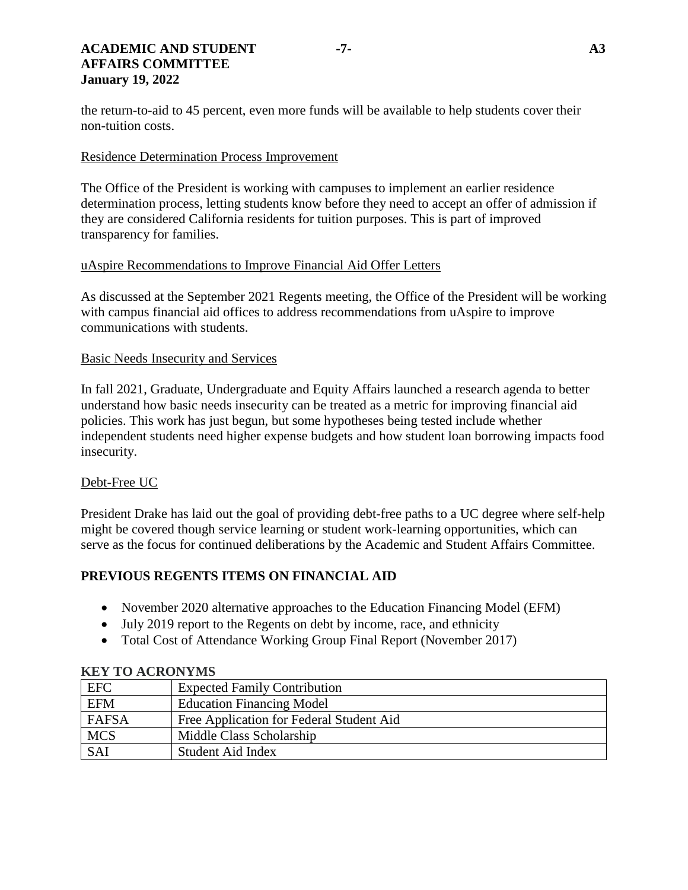the return-to-aid to 45 percent, even more funds will be available to help students cover their non-tuition costs.

Residence Determination Process Improvement

The Office of the President is working with campuses to implement an earlier residence determination process, letting students know before they need to accept an offer of admission if they are considered California residents for tuition purposes. This is part of improved transparency for families.

uAspire Recommendations to Improve Financial Aid Offer Letters

As discussed at the September 2021 Regents meeting, the Office of the President will be working with campus financial aid offices to address recommendations from uAspire to improve communications with students.

Basic Needs Insecurity and Services

In fall 2021, Graduate, Undergraduate and Equity Affairs launched a research agenda to better understand how basic needs insecurity can be treated as a metric for improving financial aid policies. This work has just begun, but some hypotheses being tested include whether independent students need higher expense budgets and how student loan borrowing impacts food insecurity.

Debt-Free UC

President Drake has laid out the goal of providing debt-free paths to a UC degree where self-help might be covered though service learning or student work-learning opportunities, which can serve as the focus for continued deliberations by the Academic and Student Affairs Committee.

## PREVIOUS REGENTS ITEMS ON FINANCIAL AID

- November 2020 alternative approaches to the Education Financing Model (EFM)
- July 2019 report to the Regents on debt by income, race, and ethnicity
- Total Cost of Attendance Working Group Final Report (November 2017)

**KEY TO ACRONYMS**

| | |
|---|---|
| EFC | Expected Family Contribution |
| EFM | Education Financing Model |
| FAFSA | Free Application for Federal Student Aid |
| MCS | Middle Class Scholarship |
| SAI | Student Aid Index |